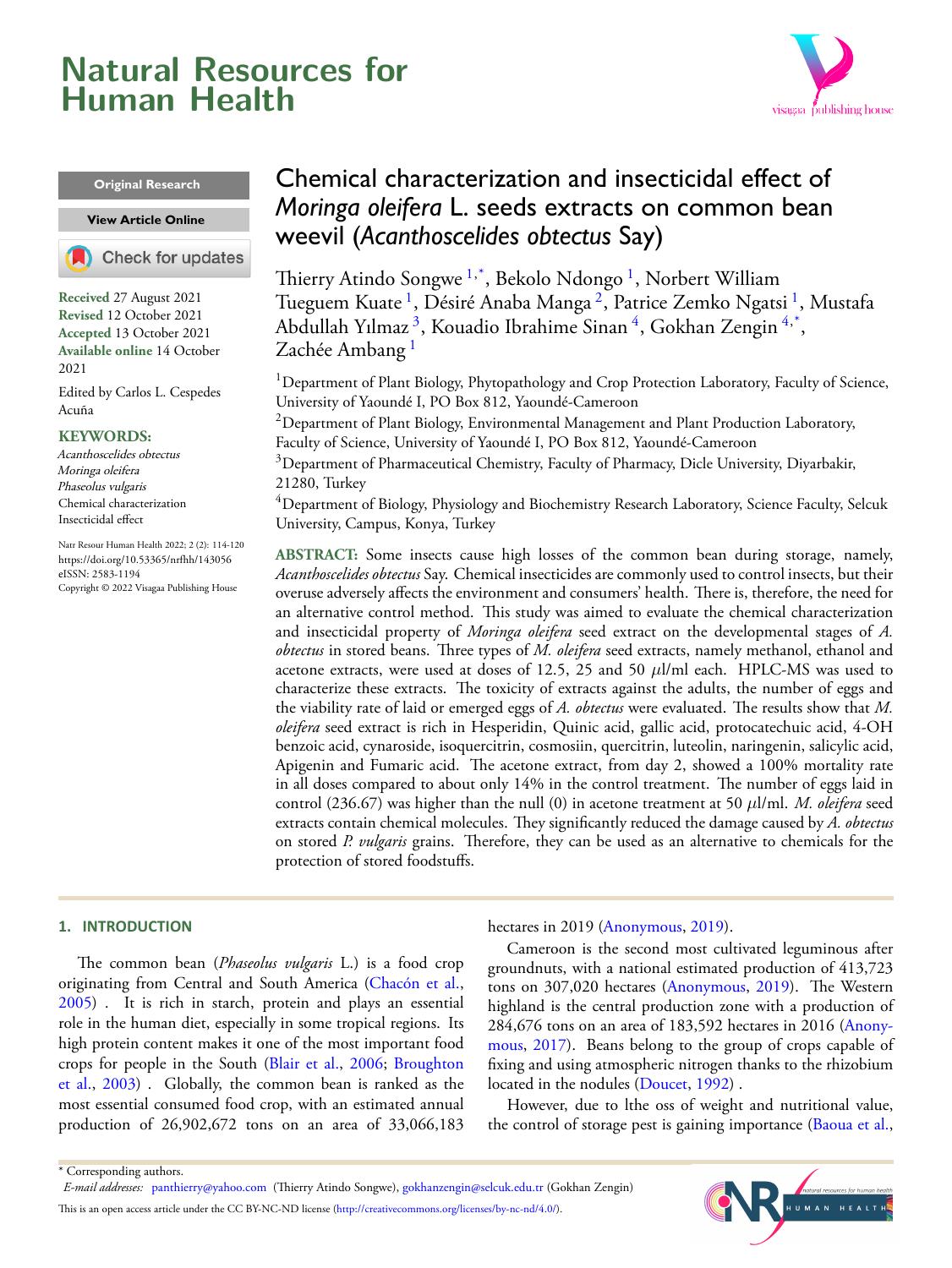# Chemical characterization and insecticidal effect of *Moringa oleifera* L. seeds extracts on common bean weevil (*Acanthoscelides obtectus* Say)

Thierry Atindo Songwe [1,*], Bekolo Ndongo [1], Norbert William Tueguem Kuate [1], Désiré Anaba Manga [2], Patrice Zemko Ngatsi [1], Mustafa Abdullah Yılmaz [3], Kouadio Ibrahime Sinan [4], Gokhan Zengin [4,*], Zachée Ambang [1]

[1]Department of Plant Biology, Phytopathology and Crop Protection Laboratory, Faculty of Science, University of Yaoundé I, PO Box 812, Yaoundé-Cameroon

[2]Department of Plant Biology, Environmental Management and Plant Production Laboratory, Faculty of Science, University of Yaoundé I, PO Box 812, Yaoundé-Cameroon

[3]Department of Pharmaceutical Chemistry, Faculty of Pharmacy, Dicle University, Diyarbakir, 21280, Turkey

[4]Department of Biology, Physiology and Biochemistry Research Laboratory, Science Faculty, Selcuk University, Campus, Konya, Turkey

Original Research

Received 27 August 2021
Revised 12 October 2021
Accepted 13 October 2021
Available online 14 October 2021

Edited by Carlos L. Cespedes Acuña

**KEYWORDS:**
*Acanthoscelides obtectus*
*Moringa oleifera*
*Phaseolus vulgaris*
Chemical characterization
Insecticidal effect

Natr Resour Human Health 2022; 2 (2): 114-120
https://doi.org/10.53365/nrfhh/143056
eISSN: 2583-1194
Copyright © 2022 Visagaa Publishing House

**ABSTRACT:** Some insects cause high losses of the common bean during storage, namely, *Acanthoscelides obtectus* Say. Chemical insecticides are commonly used to control insects, but their overuse adversely affects the environment and consumers' health. There is, therefore, the need for an alternative control method. This study was aimed to evaluate the chemical characterization and insecticidal property of *Moringa oleifera* seed extract on the developmental stages of *A. obtectus* in stored beans. Three types of *M. oleifera* seed extracts, namely methanol, ethanol and acetone extracts, were used at doses of 12.5, 25 and 50 $\mu$l/ml each. HPLC-MS was used to characterize these extracts. The toxicity of extracts against the adults, the number of eggs and the viability rate of laid or emerged eggs of *A. obtectus* were evaluated. The results show that *M. oleifera* seed extract is rich in Hesperidin, Quinic acid, gallic acid, protocatechuic acid, 4-OH benzoic acid, cynaroside, isoquercitrin, cosmosiin, quercitrin, luteolin, naringenin, salicylic acid, Apigenin and Fumaric acid. The acetone extract, from day 2, showed a 100% mortality rate in all doses compared to about only 14% in the control treatment. The number of eggs laid in control (236.67) was higher than the null (0) in acetone treatment at 50 $\mu$l/ml. *M. oleifera* seed extracts contain chemical molecules. They significantly reduced the damage caused by *A. obtectus* on stored *P. vulgaris* grains. Therefore, they can be used as an alternative to chemicals for the protection of stored foodstuffs.

## 1. INTRODUCTION

The common bean (*Phaseolus vulgaris* L.) is a food crop originating from Central and South America (Chacón et al., 2005) . It is rich in starch, protein and plays an essential role in the human diet, especially in some tropical regions. Its high protein content makes it one of the most important food crops for people in the South (Blair et al., 2006; Broughton et al., 2003) . Globally, the common bean is ranked as the most essential consumed food crop, with an estimated annual production of 26,902,672 tons on an area of 33,066,183 hectares in 2019 (Anonymous, 2019).

Cameroon is the second most cultivated leguminous after groundnuts, with a national estimated production of 413,723 tons on 307,020 hectares (Anonymous, 2019). The Western highland is the central production zone with a production of 284,676 tons on an area of 183,592 hectares in 2016 (Anonymous, 2017). Beans belong to the group of crops capable of fixing and using atmospheric nitrogen thanks to the rhizobium located in the nodules (Doucet, 1992) .

However, due to lthe oss of weight and nutritional value, the control of storage pest is gaining importance (Baoua et al.,

* Corresponding authors.
*E-mail addresses:* panthierry@yahoo.com (Thierry Atindo Songwe), gokhanzengin@selcuk.edu.tr (Gokhan Zengin)

This is an open access article under the CC BY-NC-ND license (http://creativecommons.org/licenses/by-nc-nd/4.0/).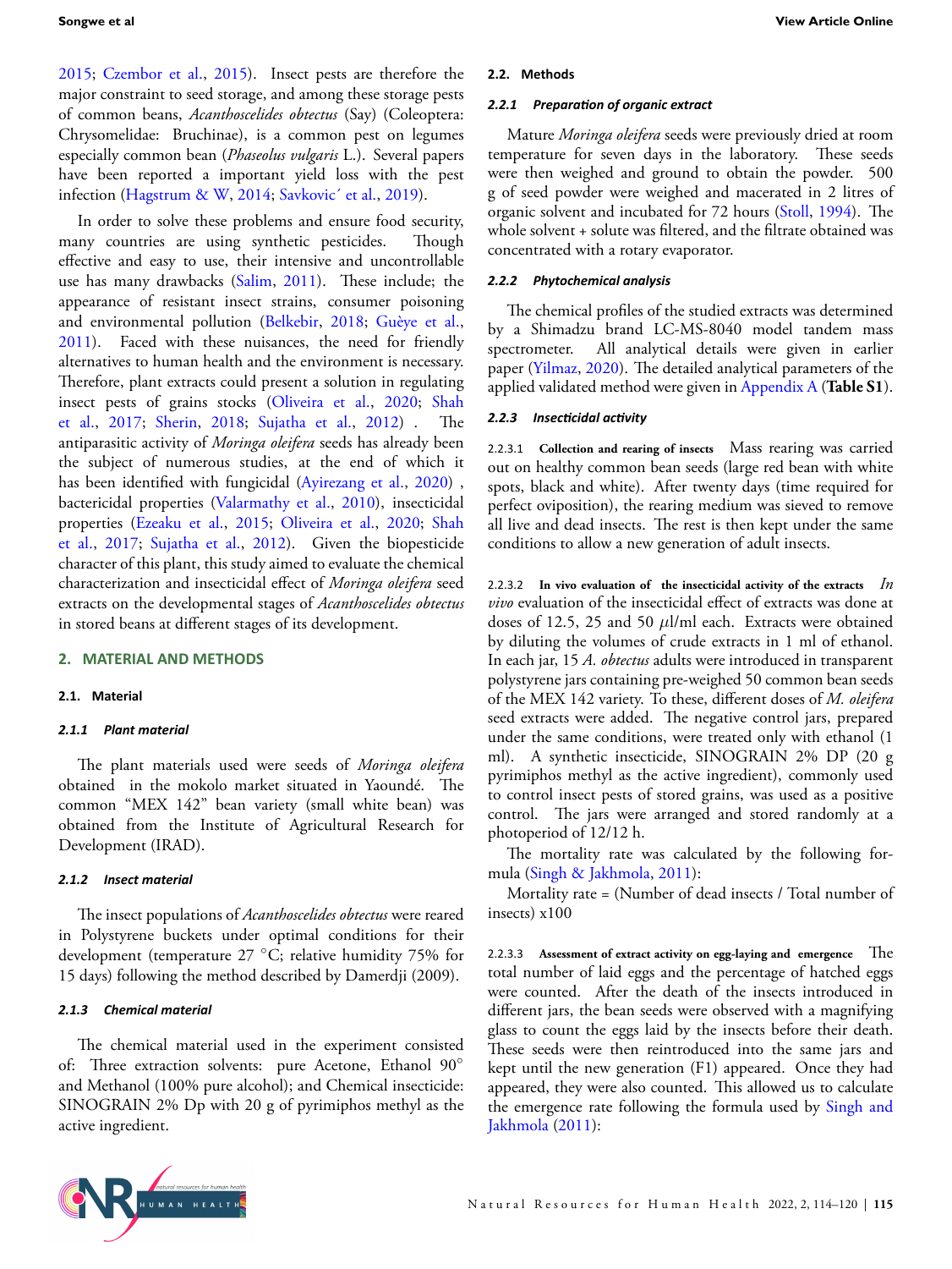2015; Czembor et al., 2015). Insect pests are therefore the major constraint to seed storage, and among these storage pests of common beans, *Acanthoscelides obtectus* (Say) (Coleoptera: Chrysomelidae: Bruchinae), is a common pest on legumes especially common bean (*Phaseolus vulgaris* L.). Several papers have been reported a important yield loss with the pest infection (Hagstrum & W, 2014; Savkovic´ et al., 2019).

In order to solve these problems and ensure food security, many countries are using synthetic pesticides. Though effective and easy to use, their intensive and uncontrollable use has many drawbacks (Salim, 2011). These include; the appearance of resistant insect strains, consumer poisoning and environmental pollution (Belkebir, 2018; Guèye et al., 2011). Faced with these nuisances, the need for friendly alternatives to human health and the environment is necessary. Therefore, plant extracts could present a solution in regulating insect pests of grains stocks (Oliveira et al., 2020; Shah et al., 2017; Sherin, 2018; Sujatha et al., 2012) . The antiparasitic activity of *Moringa oleifera* seeds has already been the subject of numerous studies, at the end of which it has been identified with fungicidal (Ayirezang et al., 2020) , bactericidal properties (Valarmathy et al., 2010), insecticidal properties (Ezeaku et al., 2015; Oliveira et al., 2020; Shah et al., 2017; Sujatha et al., 2012). Given the biopesticide character of this plant, this study aimed to evaluate the chemical characterization and insecticidal effect of *Moringa oleifera* seed extracts on the developmental stages of *Acanthoscelides obtectus* in stored beans at different stages of its development.

## 2. MATERIAL AND METHODS

### 2.1. Material

#### 2.1.1 Plant material

The plant materials used were seeds of *Moringa oleifera* obtained in the mokolo market situated in Yaoundé. The common "MEX 142" bean variety (small white bean) was obtained from the Institute of Agricultural Research for Development (IRAD).

#### 2.1.2 Insect material

The insect populations of *Acanthoscelides obtectus* were reared in Polystyrene buckets under optimal conditions for their development (temperature 27 °C; relative humidity 75% for 15 days) following the method described by Damerdji (2009).

#### 2.1.3 Chemical material

The chemical material used in the experiment consisted of: Three extraction solvents: pure Acetone, Ethanol 90° and Methanol (100% pure alcohol); and Chemical insecticide: SINOGRAIN 2% Dp with 20 g of pyrimiphos methyl as the active ingredient.

### 2.2. Methods

#### 2.2.1 Preparation of organic extract

Mature *Moringa oleifera* seeds were previously dried at room temperature for seven days in the laboratory. These seeds were then weighed and ground to obtain the powder. 500 g of seed powder were weighed and macerated in 2 litres of organic solvent and incubated for 72 hours (Stoll, 1994). The whole solvent + solute was filtered, and the filtrate obtained was concentrated with a rotary evaporator.

#### 2.2.2 Phytochemical analysis

The chemical profiles of the studied extracts was determined by a Shimadzu brand LC-MS-8040 model tandem mass spectrometer. All analytical details were given in earlier paper (Yilmaz, 2020). The detailed analytical parameters of the applied validated method were given in Appendix A (**Table S1**).

#### 2.2.3 Insecticidal activity

**2.2.3.1 Collection and rearing of insects** Mass rearing was carried out on healthy common bean seeds (large red bean with white spots, black and white). After twenty days (time required for perfect oviposition), the rearing medium was sieved to remove all live and dead insects. The rest is then kept under the same conditions to allow a new generation of adult insects.

**2.2.3.2 In vivo evaluation of the insecticidal activity of the extracts** *In vivo* evaluation of the insecticidal effect of extracts was done at doses of 12.5, 25 and 50 $\mu$l/ml each. Extracts were obtained by diluting the volumes of crude extracts in 1 ml of ethanol. In each jar, 15 *A. obtectus* adults were introduced in transparent polystyrene jars containing pre-weighed 50 common bean seeds of the MEX 142 variety. To these, different doses of *M. oleifera* seed extracts were added. The negative control jars, prepared under the same conditions, were treated only with ethanol (1 ml). A synthetic insecticide, SINOGRAIN 2% DP (20 g pyrimiphos methyl as the active ingredient), commonly used to control insect pests of stored grains, was used as a positive control. The jars were arranged and stored randomly at a photoperiod of 12/12 h.

The mortality rate was calculated by the following formula (Singh & Jakhmola, 2011):

Mortality rate = (Number of dead insects / Total number of insects) x100

**2.2.3.3 Assessment of extract activity on egg-laying and emergence** The total number of laid eggs and the percentage of hatched eggs were counted. After the death of the insects introduced in different jars, the bean seeds were observed with a magnifying glass to count the eggs laid by the insects before their death. These seeds were then reintroduced into the same jars and kept until the new generation (F1) appeared. Once they had appeared, they were also counted. This allowed us to calculate the emergence rate following the formula used by Singh and Jakhmola (2011):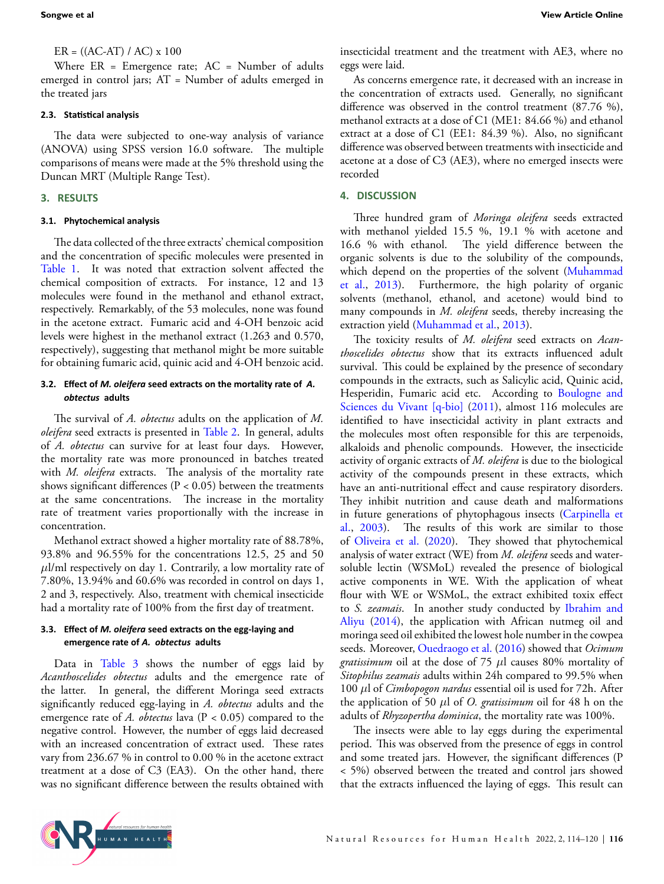ER = ((AC-AT) / AC) x 100

Where ER = Emergence rate; AC = Number of adults emerged in control jars; AT = Number of adults emerged in the treated jars

### 2.3. Statistical analysis

The data were subjected to one-way analysis of variance (ANOVA) using SPSS version 16.0 software. The multiple comparisons of means were made at the 5% threshold using the Duncan MRT (Multiple Range Test).

## 3. RESULTS

### 3.1. Phytochemical analysis

The data collected of the three extracts' chemical composition and the concentration of specific molecules were presented in Table 1. It was noted that extraction solvent affected the chemical composition of extracts. For instance, 12 and 13 molecules were found in the methanol and ethanol extract, respectively. Remarkably, of the 53 molecules, none was found in the acetone extract. Fumaric acid and 4-OH benzoic acid levels were highest in the methanol extract (1.263 and 0.570, respectively), suggesting that methanol might be more suitable for obtaining fumaric acid, quinic acid and 4-OH benzoic acid.

### 3.2. Effect of *M. oleifera* seed extracts on the mortality rate of *A. obtectus* adults

The survival of *A. obtectus* adults on the application of *M. oleifera* seed extracts is presented in Table 2. In general, adults of *A. obtectus* can survive for at least four days. However, the mortality rate was more pronounced in batches treated with *M. oleifera* extracts. The analysis of the mortality rate shows significant differences ($P < 0.05$) between the treatments at the same concentrations. The increase in the mortality rate of treatment varies proportionally with the increase in concentration.

Methanol extract showed a higher mortality rate of 88.78%, 93.8% and 96.55% for the concentrations 12.5, 25 and 50 $\mu$l/ml respectively on day 1. Contrarily, a low mortality rate of 7.80%, 13.94% and 60.6% was recorded in control on days 1, 2 and 3, respectively. Also, treatment with chemical insecticide had a mortality rate of 100% from the first day of treatment.

### 3.3. Effect of *M. oleifera* seed extracts on the egg-laying and emergence rate of *A. obtectus* adults

Data in Table 3 shows the number of eggs laid by *Acanthoscelides obtectus* adults and the emergence rate of the latter. In general, the different Moringa seed extracts significantly reduced egg-laying in *A. obtectus* adults and the emergence rate of *A. obtectus* lava ($P < 0.05$) compared to the negative control. However, the number of eggs laid decreased with an increased concentration of extract used. These rates vary from 236.67 % in control to 0.00 % in the acetone extract treatment at a dose of C3 (EA3). On the other hand, there was no significant difference between the results obtained with insecticidal treatment and the treatment with AE3, where no eggs were laid.

As concerns emergence rate, it decreased with an increase in the concentration of extracts used. Generally, no significant difference was observed in the control treatment (87.76 %), methanol extracts at a dose of C1 (ME1: 84.66 %) and ethanol extract at a dose of C1 (EE1: 84.39 %). Also, no significant difference was observed between treatments with insecticide and acetone at a dose of C3 (AE3), where no emerged insects were recorded

## 4. DISCUSSION

Three hundred gram of *Moringa oleifera* seeds extracted with methanol yielded 15.5 %, 19.1 % with acetone and 16.6 % with ethanol. The yield difference between the organic solvents is due to the solubility of the compounds, which depend on the properties of the solvent (Muhammad et al., 2013). Furthermore, the high polarity of organic solvents (methanol, ethanol, and acetone) would bind to many compounds in *M. oleifera* seeds, thereby increasing the extraction yield (Muhammad et al., 2013).

The toxicity results of *M. oleifera* seed extracts on *Acanthoscelides obtectus* show that its extracts influenced adult survival. This could be explained by the presence of secondary compounds in the extracts, such as Salicylic acid, Quinic acid, Hesperidin, Fumaric acid etc. According to Boulogne and Sciences du Vivant [q-bio] (2011), almost 116 molecules are identified to have insecticidal activity in plant extracts and the molecules most often responsible for this are terpenoids, alkaloids and phenolic compounds. However, the insecticide activity of organic extracts of *M. oleifera* is due to the biological activity of the compounds present in these extracts, which have an anti-nutritional effect and cause respiratory disorders. They inhibit nutrition and cause death and malformations in future generations of phytophagous insects (Carpinella et al., 2003). The results of this work are similar to those of Oliveira et al. (2020). They showed that phytochemical analysis of water extract (WE) from *M. oleifera* seeds and water-soluble lectin (WSMoL) revealed the presence of biological active components in WE. With the application of wheat flour with WE or WSMoL, the extract exhibited toxic effect to *S. zeamais*. In another study conducted by Ibrahim and Aliyu (2014), the application with African nutmeg oil and moringa seed oil exhibited the lowest hole number in the cowpea seeds. Moreover, Ouedraogo et al. (2016) showed that *Ocimum gratissimum* oil at the dose of 75 $\mu$l causes 80% mortality of *Sitophilus zeamais* adults within 24h compared to 99.5% when 100 $\mu$l of *Cimbopogon nardus* essential oil is used for 72h. After the application of 50 $\mu$l of *O. gratissimum* oil for 48 h on the adults of *Rhyzopertha dominica*, the mortality rate was 100%.

The insects were able to lay eggs during the experimental period. This was observed from the presence of eggs in control and some treated jars. However, the significant differences ($P < 5\%$) observed between the treated and control jars showed that the extracts influenced the laying of eggs. This result can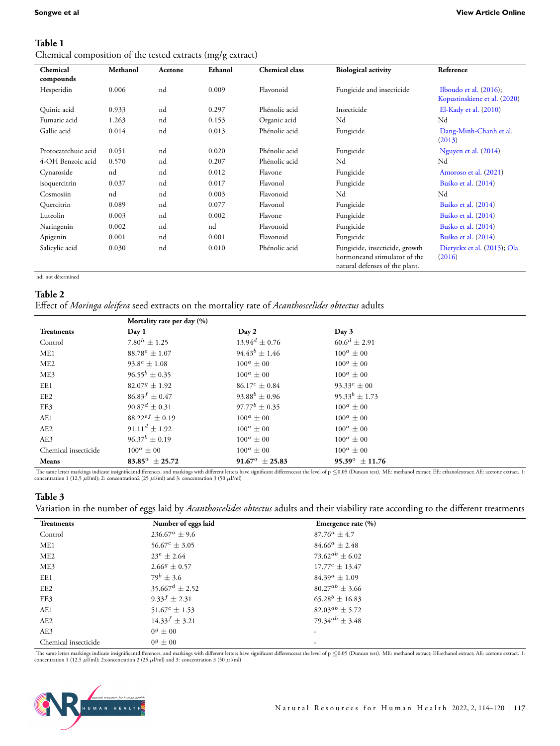**Table 1**

Chemical composition of the tested extracts (mg/g extract)

| Chemical compounds | Methanol | Acetone | Ethanol | Chemical class | Biological activity | Reference |
|---|---|---|---|---|---|---|
| Hesperidin | 0.006 | nd | 0.009 | Flavonoid | Fungicide and insecticide | Ilboudo et al. (2016); Kopustinskiene et al. (2020) |
| Quinic acid | 0.933 | nd | 0.297 | Phénolic acid | Insecticide | El-Kady et al. (2010) |
| Fumaric acid | 1.263 | nd | 0.153 | Organic acid | Nd | Nd |
| Gallic acid | 0.014 | nd | 0.013 | Phénolic acid | Fungicide | Dang-Minh-Chanh et al. (2013) |
| Protocatechuic acid | 0.051 | nd | 0.020 | Phénolic acid | Fungicide | Nguyen et al. (2014) |
| 4-OH Benzoic acid | 0.570 | nd | 0.207 | Phénolic acid | Nd | Nd |
| Cynaroside | nd | nd | 0.012 | Flavone | Fungicide | Amoroso et al. (2021) |
| isoquercitrin | 0.037 | nd | 0.017 | Flavonol | Fungicide | Buśko et al. (2014) |
| Cosmosiin | nd | nd | 0.003 | Flavonoid | Nd | Nd |
| Quercitrin | 0.089 | nd | 0.077 | Flavonol | Fungicide | Buśko et al. (2014) |
| Luteolin | 0.003 | nd | 0.002 | Flavone | Fungicide | Buśko et al. (2014) |
| Naringenin | 0.002 | nd | nd | Flavonoid | Fungicide | Buśko et al. (2014) |
| Apigenin | 0.001 | nd | 0.001 | Flavonoid | Fungicide | Buśko et al. (2014) |
| Salicylic acid | 0.030 | nd | 0.010 | Phénolic acid | Fungicide, insecticide, growth hormoneand stimulator of the natural defenses of the plant. | Dieryckx et al. (2015); Ola (2016) |

nd: not détermined

**Table 2**

Effect of *Moringa oleifera* seed extracts on the mortality rate of *Acanthoscelides obtectus* adults

| | Mortality rate per day (%) | | |
|---|---|---|---|
| **Treatments** | **Day 1** | **Day 2** | **Day 3** |
| Control | $7.80^{h} \pm 1.25$ | $13.94^{d} \pm 0.76$ | $60.6^{d} \pm 2.91$ |
| ME1 | $88.78^{e} \pm 1.07$ | $94.43^{b} \pm 1.46$ | $100^{a} \pm 00$ |
| ME2 | $93.8^{c} \pm 1.08$ | $100^{a} \pm 00$ | $100^{a} \pm 00$ |
| ME3 | $96.55^{b} \pm 0.35$ | $100^{a} \pm 00$ | $100^{a} \pm 00$ |
| EE1 | $82.07^{g} \pm 1.92$ | $86.17^{c} \pm 0.84$ | $93.33^{c} \pm 00$ |
| EE2 | $86.83^{f} \pm 0.47$ | $93.88^{b} \pm 0.96$ | $95.33^{b} \pm 1.73$ |
| EE3 | $90.87^{d} \pm 0.31$ | $97.77^{b} \pm 0.35$ | $100^{a} \pm 00$ |
| AE1 | $88.22^{ef} \pm 0.19$ | $100^{a} \pm 00$ | $100^{a} \pm 00$ |
| AE2 | $91.11^{d} \pm 1.92$ | $100^{a} \pm 00$ | $100^{a} \pm 00$ |
| AE3 | $96.37^{b} \pm 0.19$ | $100^{a} \pm 00$ | $100^{a} \pm 00$ |
| Chemical insecticide | $100^{a} \pm 00$ | $100^{a} \pm 00$ | $100^{a} \pm 00$ |
| **Means** | $\mathbf{83.85^{a} \pm 25.72}$ | $\mathbf{91.67^{a} \pm 25.83}$ | $\mathbf{95.39^{a} \pm 11.76}$ |

The same letter markings indicate insignificantdifferences, and markings with different letters have significant differencesat the level of p ≤0.05 (Duncan test). ME: methanol extract; EE: ethanolextract; AE: acetone extract. 1: concentration 1 (12.5 µl/ml); 2: concentration2 (25 µl/ml) and 3: concentration 3 (50 µl/ml)

**Table 3**

Variation in the number of eggs laid by *Acanthoscelides obtectus* adults and their viability rate according to the different treatments

| Treatments | Number of eggs laid | Emergence rate (%) |
|---|---|---|
| Control | $236.67^{a} \pm 9.6$ | $87.76^{a} \pm 4.7$ |
| ME1 | $56.67^{c} \pm 3.05$ | $84.66^{a} \pm 2.48$ |
| ME2 | $23^{e} \pm 2.64$ | $73.62^{ab} \pm 6.02$ |
| ME3 | $2.66^{g} \pm 0.57$ | $17.77^{c} \pm 13.47$ |
| EE1 | $79^{b} \pm 3.6$ | $84.39^{a} \pm 1.09$ |
| EE2 | $35.667^{d} \pm 2.52$ | $80.27^{ab} \pm 3.66$ |
| EE3 | $9.33^{f} \pm 2.31$ | $65.28^{b} \pm 16.83$ |
| AE1 | $51.67^{c} \pm 1.53$ | $82.03^{ab} \pm 5.72$ |
| AE2 | $14.33^{f} \pm 3.21$ | $79.34^{ab} \pm 3.48$ |
| AE3 | $0^{g} \pm 00$ | - |
| Chemical insecticide | $0^{g} \pm 00$ | - |

The same letter markings indicate insignificantdifferences, and markings with different letters have significant differencesat the level of p ≤0.05 (Duncan test). ME: methanol extract; EE:ethanol extract; AE: acetone extract. 1: concentration 1 (12.5 µl/ml); 2:concentration 2 (25 µl/ml) and 3: concentration 3 (50 µl/ml)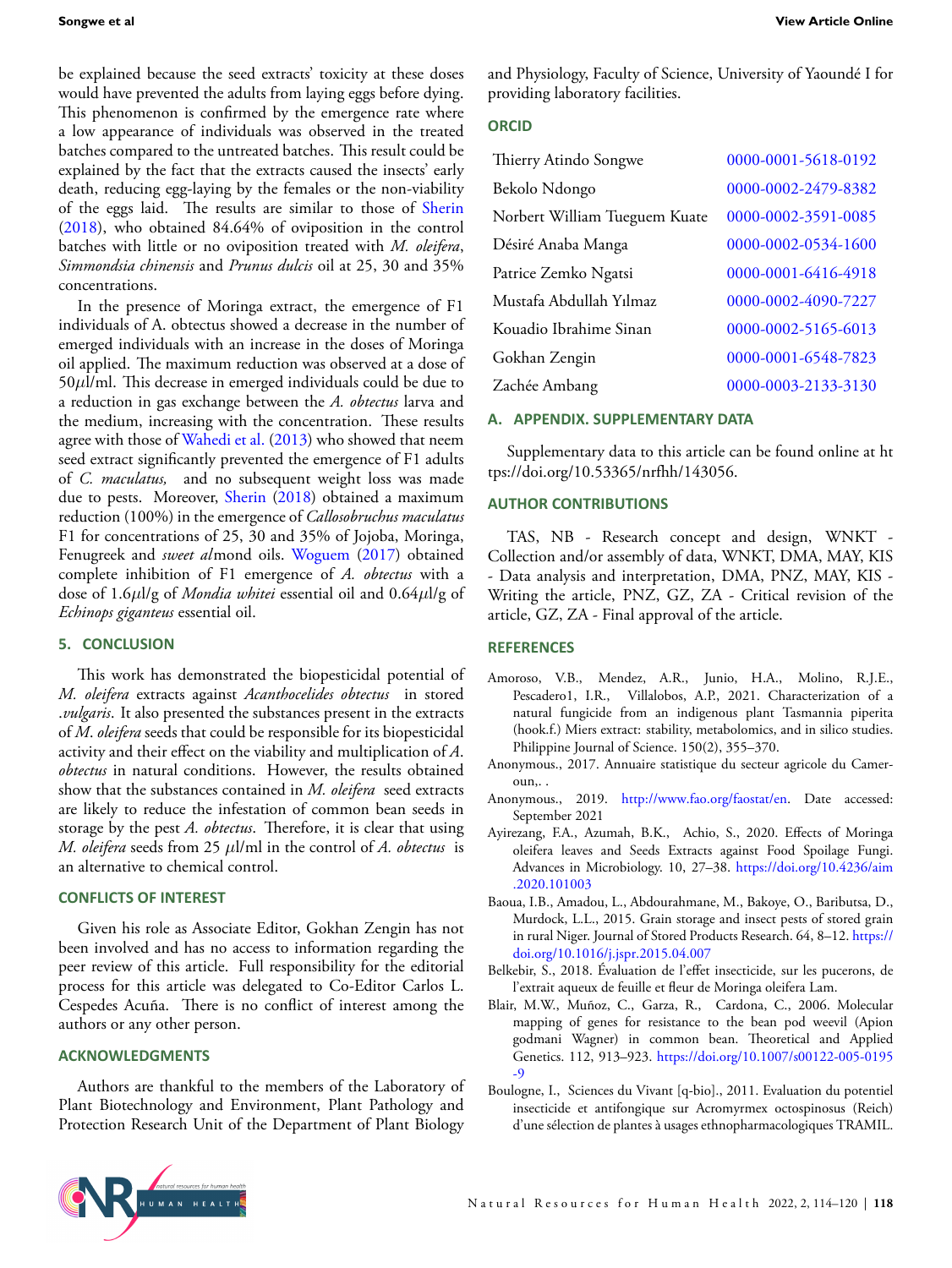be explained because the seed extracts' toxicity at these doses would have prevented the adults from laying eggs before dying. This phenomenon is confirmed by the emergence rate where a low appearance of individuals was observed in the treated batches compared to the untreated batches. This result could be explained by the fact that the extracts caused the insects' early death, reducing egg-laying by the females or the non-viability of the eggs laid. The results are similar to those of Sherin (2018), who obtained 84.64% of oviposition in the control batches with little or no oviposition treated with *M. oleifera*, *Simmondsia chinensis* and *Prunus dulcis* oil at 25, 30 and 35% concentrations.

In the presence of Moringa extract, the emergence of F1 individuals of A. obtectus showed a decrease in the number of emerged individuals with an increase in the doses of Moringa oil applied. The maximum reduction was observed at a dose of 50$\mu$l/ml. This decrease in emerged individuals could be due to a reduction in gas exchange between the *A. obtectus* larva and the medium, increasing with the concentration. These results agree with those of Wahedi et al. (2013) who showed that neem seed extract significantly prevented the emergence of F1 adults of *C. maculatus,* and no subsequent weight loss was made due to pests. Moreover, Sherin (2018) obtained a maximum reduction (100%) in the emergence of *Callosobruchus maculatus* F1 for concentrations of 25, 30 and 35% of Jojoba, Moringa, Fenugreek and *sweet al*mond oils. Woguem (2017) obtained complete inhibition of F1 emergence of *A. obtectus* with a dose of 1.6$\mu$l/g of *Mondia whitei* essential oil and 0.64$\mu$l/g of *Echinops giganteus* essential oil.

## 5. CONCLUSION

This work has demonstrated the biopesticidal potential of *M. oleifera* extracts against *Acanthocelides obtectus* in stored *.vulgaris*. It also presented the substances present in the extracts of *M. oleifera* seeds that could be responsible for its biopesticidal activity and their effect on the viability and multiplication of *A. obtectus* in natural conditions. However, the results obtained show that the substances contained in *M. oleifera* seed extracts are likely to reduce the infestation of common bean seeds in storage by the pest *A. obtectus*. Therefore, it is clear that using *M. oleifera* seeds from 25 $\mu$l/ml in the control of *A. obtectus* is an alternative to chemical control.

## CONFLICTS OF INTEREST

Given his role as Associate Editor, Gokhan Zengin has not been involved and has no access to information regarding the peer review of this article. Full responsibility for the editorial process for this article was delegated to Co-Editor Carlos L. Cespedes Acuña. There is no conflict of interest among the authors or any other person.

## ACKNOWLEDGMENTS

Authors are thankful to the members of the Laboratory of Plant Biotechnology and Environment, Plant Pathology and Protection Research Unit of the Department of Plant Biology and Physiology, Faculty of Science, University of Yaoundé I for providing laboratory facilities.

## ORCID

| | |
|---|---|
| Thierry Atindo Songwe | 0000-0001-5618-0192 |
| Bekolo Ndongo | 0000-0002-2479-8382 |
| Norbert William Tueguem Kuate | 0000-0002-3591-0085 |
| Désiré Anaba Manga | 0000-0002-0534-1600 |
| Patrice Zemko Ngatsi | 0000-0001-6416-4918 |
| Mustafa Abdullah Yılmaz | 0000-0002-4090-7227 |
| Kouadio Ibrahime Sinan | 0000-0002-5165-6013 |
| Gokhan Zengin | 0000-0001-6548-7823 |
| Zachée Ambang | 0000-0003-2133-3130 |

## A. APPENDIX. SUPPLEMENTARY DATA

Supplementary data to this article can be found online at https://doi.org/10.53365/nrfhh/143056.

## AUTHOR CONTRIBUTIONS

TAS, NB - Research concept and design, WNKT - Collection and/or assembly of data, WNKT, DMA, MAY, KIS - Data analysis and interpretation, DMA, PNZ, MAY, KIS - Writing the article, PNZ, GZ, ZA - Critical revision of the article, GZ, ZA - Final approval of the article.

## REFERENCES

Amoroso, V.B., Mendez, A.R., Junio, H.A., Molino, R.J.E., Pescadero1, I.R., Villalobos, A.P., 2021. Characterization of a natural fungicide from an indigenous plant Tasmannia piperita (hook.f.) Miers extract: stability, metabolomics, and in silico studies. Philippine Journal of Science. 150(2), 355–370.

Anonymous., 2017. Annuaire statistique du secteur agricole du Cameroun,. .

Anonymous., 2019. http://www.fao.org/faostat/en. Date accessed: September 2021

Ayirezang, F.A., Azumah, B.K., Achio, S., 2020. Effects of Moringa oleifera leaves and Seeds Extracts against Food Spoilage Fungi. Advances in Microbiology. 10, 27–38. https://doi.org/10.4236/aim.2020.101003

Baoua, I.B., Amadou, L., Abdourahmane, M., Bakoye, O., Baributsa, D., Murdock, L.L., 2015. Grain storage and insect pests of stored grain in rural Niger. Journal of Stored Products Research. 64, 8–12. https://doi.org/10.1016/j.jspr.2015.04.007

Belkebir, S., 2018. Évaluation de l'effet insecticide, sur les pucerons, de l'extrait aqueux de feuille et fleur de Moringa oleifera Lam.

Blair, M.W., Muñoz, C., Garza, R., Cardona, C., 2006. Molecular mapping of genes for resistance to the bean pod weevil (Apion godmani Wagner) in common bean. Theoretical and Applied Genetics. 112, 913–923. https://doi.org/10.1007/s00122-005-0195-9

Boulogne, I., Sciences du Vivant [q-bio]., 2011. Evaluation du potentiel insecticide et antifongique sur Acromyrmex octospinosus (Reich) d'une sélection de plantes à usages ethnopharmacologiques TRAMIL.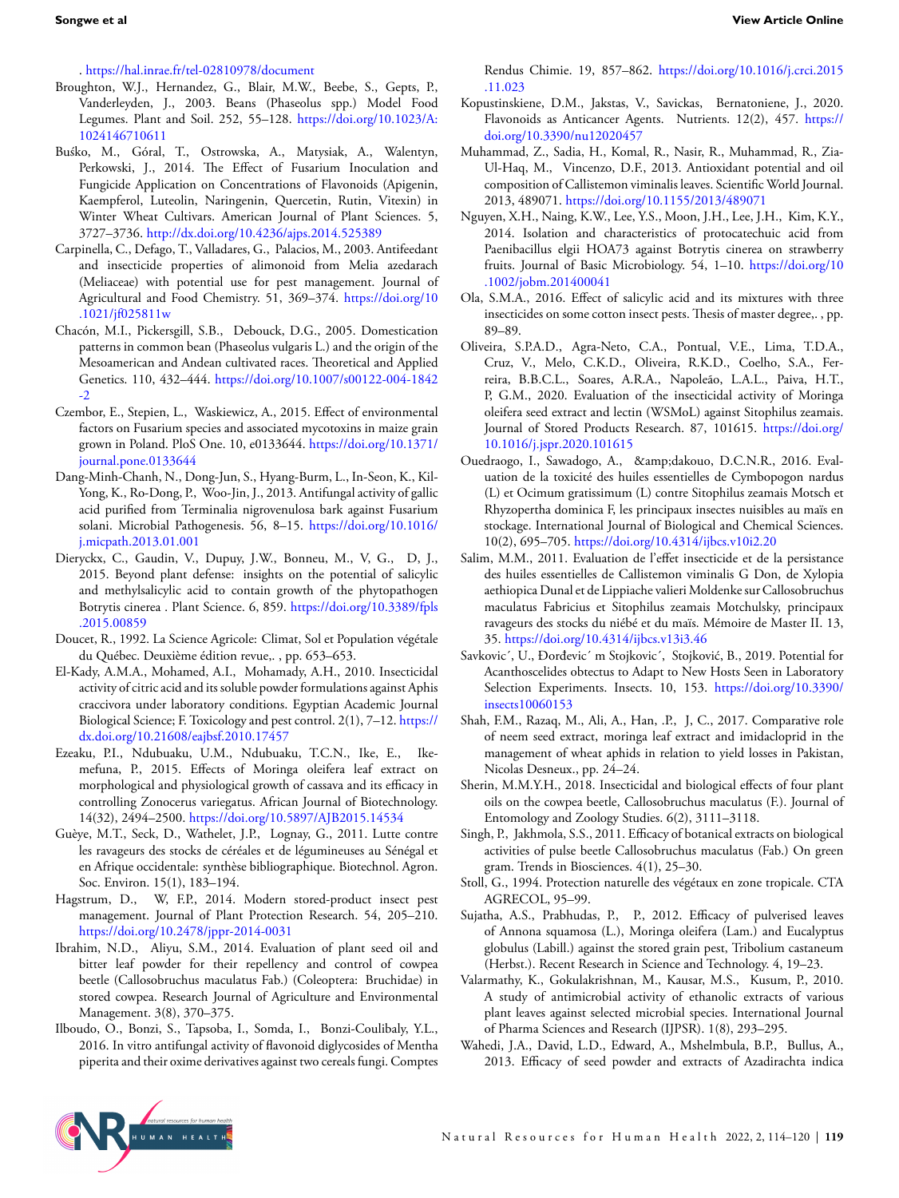. https://hal.inrae.fr/tel-02810978/document

Broughton, W.J., Hernandez, G., Blair, M.W., Beebe, S., Gepts, P., Vanderleyden, J., 2003. Beans (Phaseolus spp.) Model Food Legumes. Plant and Soil. 252, 55–128. https://doi.org/10.1023/A:1024146710611

Buśko, M., Góral, T., Ostrowska, A., Matysiak, A., Walentyn, Perkowski, J., 2014. The Effect of Fusarium Inoculation and Fungicide Application on Concentrations of Flavonoids (Apigenin, Kaempferol, Luteolin, Naringenin, Quercetin, Rutin, Vitexin) in Winter Wheat Cultivars. American Journal of Plant Sciences. 5, 3727–3736. http://dx.doi.org/10.4236/ajps.2014.525389

Carpinella, C., Defago, T., Valladares, G., Palacios, M., 2003. Antifeedant and insecticide properties of alimonoid from Melia azedarach (Meliaceae) with potential use for pest management. Journal of Agricultural and Food Chemistry. 51, 369–374. https://doi.org/10.1021/jf025811w

Chacón, M.I., Pickersgill, S.B., Debouck, D.G., 2005. Domestication patterns in common bean (Phaseolus vulgaris L.) and the origin of the Mesoamerican and Andean cultivated races. Theoretical and Applied Genetics. 110, 432–444. https://doi.org/10.1007/s00122-004-1842-2

Czembor, E., Stepien, L., Waskiewicz, A., 2015. Effect of environmental factors on Fusarium species and associated mycotoxins in maize grain grown in Poland. PloS One. 10, e0133644. https://doi.org/10.1371/journal.pone.0133644

Dang-Minh-Chanh, N., Dong-Jun, S., Hyang-Burm, L., In-Seon, K., Kil-Yong, K., Ro-Dong, P., Woo-Jin, J., 2013. Antifungal activity of gallic acid purified from Terminalia nigrovenulosa bark against Fusarium solani. Microbial Pathogenesis. 56, 8–15. https://doi.org/10.1016/j.micpath.2013.01.001

Dieryckx, C., Gaudin, V., Dupuy, J.W., Bonneu, M., V, G., D, J., 2015. Beyond plant defense: insights on the potential of salicylic and methylsalicylic acid to contain growth of the phytopathogen Botrytis cinerea . Plant Science. 6, 859. https://doi.org/10.3389/fpls.2015.00859

Doucet, R., 1992. La Science Agricole: Climat, Sol et Population végétale du Québec. Deuxième édition revue,. , pp. 653–653.

El-Kady, A.M.A., Mohamed, A.I., Mohamady, A.H., 2010. Insecticidal activity of citric acid and its soluble powder formulations against Aphis craccivora under laboratory conditions. Egyptian Academic Journal Biological Science; F. Toxicology and pest control. 2(1), 7–12. https://dx.doi.org/10.21608/eajbsf.2010.17457

Ezeaku, P.I., Ndubuaku, U.M., Ndubuaku, T.C.N., Ike, E., Ikemefuna, P., 2015. Effects of Moringa oleifera leaf extract on morphological and physiological growth of cassava and its efficacy in controlling Zonocerus variegatus. African Journal of Biotechnology. 14(32), 2494–2500. https://doi.org/10.5897/AJB2015.14534

Guèye, M.T., Seck, D., Wathelet, J.P., Lognay, G., 2011. Lutte contre les ravageurs des stocks de céréales et de légumineuses au Sénégal et en Afrique occidentale: synthèse bibliographique. Biotechnol. Agron. Soc. Environ. 15(1), 183–194.

Hagstrum, D., W, F.P., 2014. Modern stored-product insect pest management. Journal of Plant Protection Research. 54, 205–210. https://doi.org/10.2478/jppr-2014-0031

Ibrahim, N.D., Aliyu, S.M., 2014. Evaluation of plant seed oil and bitter leaf powder for their repellency and control of cowpea beetle (Callosobruchus maculatus Fab.) (Coleoptera: Bruchidae) in stored cowpea. Research Journal of Agriculture and Environmental Management. 3(8), 370–375.

Ilboudo, O., Bonzi, S., Tapsoba, I., Somda, I., Bonzi-Coulibaly, Y.L., 2016. In vitro antifungal activity of flavonoid diglycosides of Mentha piperita and their oxime derivatives against two cereals fungi. Comptes Rendus Chimie. 19, 857–862. https://doi.org/10.1016/j.crci.2015.11.023

Kopustinskiene, D.M., Jakstas, V., Savickas, Bernatoniene, J., 2020. Flavonoids as Anticancer Agents. Nutrients. 12(2), 457. https://doi.org/10.3390/nu12020457

Muhammad, Z., Sadia, H., Komal, R., Nasir, R., Muhammad, R., Zia-Ul-Haq, M., Vincenzo, D.F., 2013. Antioxidant potential and oil composition of Callistemon viminalis leaves. Scientific World Journal. 2013, 489071. https://doi.org/10.1155/2013/489071

Nguyen, X.H., Naing, K.W., Lee, Y.S., Moon, J.H., Lee, J.H., Kim, K.Y., 2014. Isolation and characteristics of protocatechuic acid from Paenibacillus elgii HOA73 against Botrytis cinerea on strawberry fruits. Journal of Basic Microbiology. 54, 1–10. https://doi.org/10.1002/jobm.201400041

Ola, S.M.A., 2016. Effect of salicylic acid and its mixtures with three insecticides on some cotton insect pests. Thesis of master degree,. , pp. 89–89.

Oliveira, S.P.A.D., Agra-Neto, C.A., Pontual, V.E., Lima, T.D.A., Cruz, V., Melo, C.K.D., Oliveira, R.K.D., Coelho, S.A., Ferreira, B.B.C.L., Soares, A.R.A., Napoleão, L.A.L., Paiva, H.T., P, G.M., 2020. Evaluation of the insecticidal activity of Moringa oleifera seed extract and lectin (WSMoL) against Sitophilus zeamais. Journal of Stored Products Research. 87, 101615. https://doi.org/10.1016/j.jspr.2020.101615

Ouedraogo, I., Sawadogo, A., &amp;dakouo, D.C.N.R., 2016. Evaluation de la toxicité des huiles essentielles de Cymbopogon nardus (L) et Ocimum gratissimum (L) contre Sitophilus zeamais Motsch et Rhyzopertha dominica F, les principaux insectes nuisibles au maïs en stockage. International Journal of Biological and Chemical Sciences. 10(2), 695–705. https://doi.org/10.4314/ijbcs.v10i2.20

Salim, M.M., 2011. Evaluation de l'effet insecticide et de la persistance des huiles essentielles de Callistemon viminalis G Don, de Xylopia aethiopica Dunal et de Lippiache valieri Moldenke sur Callosobruchus maculatus Fabricius et Sitophilus zeamais Motchulsky, principaux ravageurs des stocks du niébé et du maïs. Mémoire de Master II. 13, 35. https://doi.org/10.4314/ijbcs.v13i3.46

Savkovic´, U., Đorđevic´ m Stojkovic´, Stojković, B., 2019. Potential for Acanthoscelides obtectus to Adapt to New Hosts Seen in Laboratory Selection Experiments. Insects. 10, 153. https://doi.org/10.3390/insects10060153

Shah, F.M., Razaq, M., Ali, A., Han, .P., J, C., 2017. Comparative role of neem seed extract, moringa leaf extract and imidacloprid in the management of wheat aphids in relation to yield losses in Pakistan, Nicolas Desneux., pp. 24–24.

Sherin, M.M.Y.H., 2018. Insecticidal and biological effects of four plant oils on the cowpea beetle, Callosobruchus maculatus (F.). Journal of Entomology and Zoology Studies. 6(2), 3111–3118.

Singh, P., Jakhmola, S.S., 2011. Efficacy of botanical extracts on biological activities of pulse beetle Callosobruchus maculatus (Fab.) On green gram. Trends in Biosciences. 4(1), 25–30.

Stoll, G., 1994. Protection naturelle des végétaux en zone tropicale. CTA AGRECOL, 95–99.

Sujatha, A.S., Prabhudas, P., P., 2012. Efficacy of pulverised leaves of Annona squamosa (L.), Moringa oleifera (Lam.) and Eucalyptus globulus (Labill.) against the stored grain pest, Tribolium castaneum (Herbst.). Recent Research in Science and Technology. 4, 19–23.

Valarmathy, K., Gokulakrishnan, M., Kausar, M.S., Kusum, P., 2010. A study of antimicrobial activity of ethanolic extracts of various plant leaves against selected microbial species. International Journal of Pharma Sciences and Research (IJPSR). 1(8), 293–295.

Wahedi, J.A., David, L.D., Edward, A., Mshelmbula, B.P., Bullus, A., 2013. Efficacy of seed powder and extracts of Azadirachta indica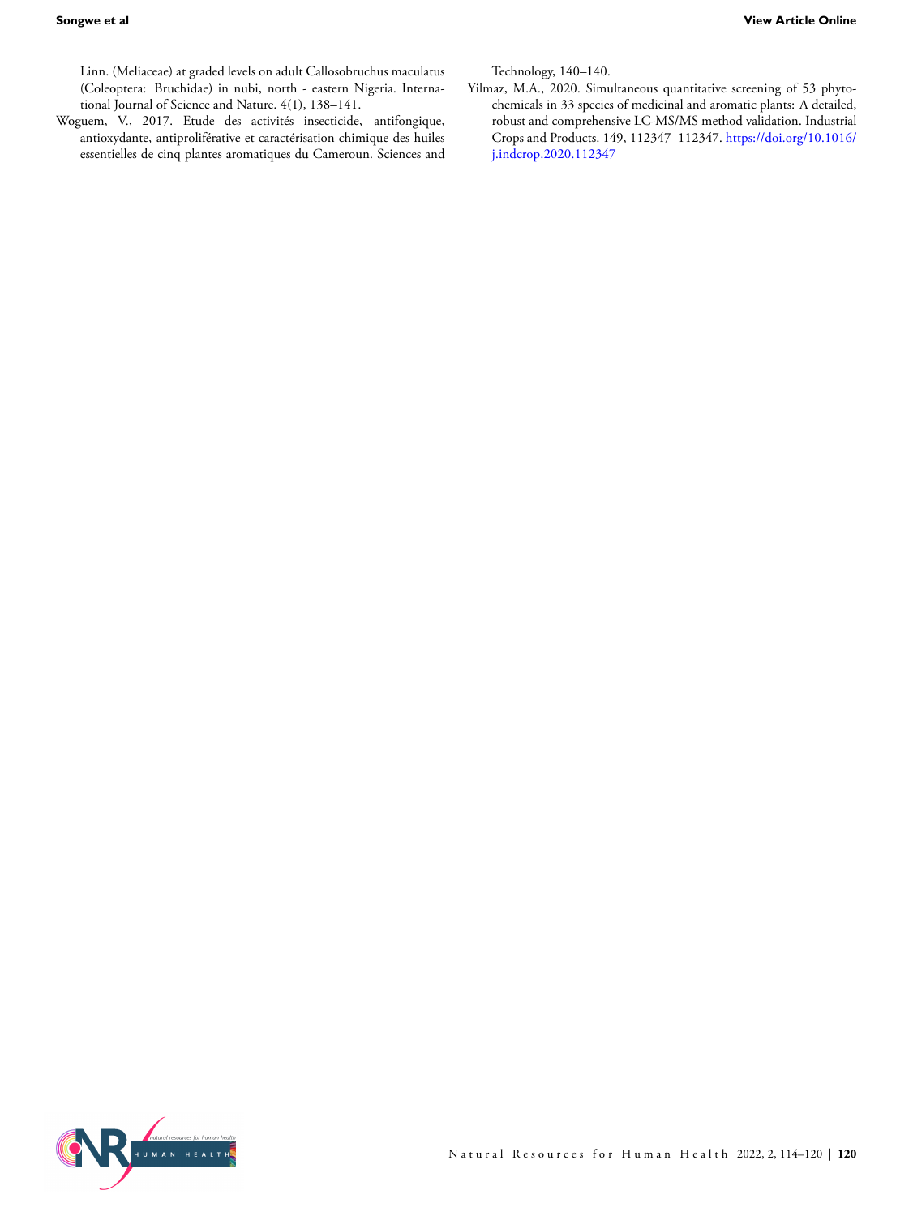Linn. (Meliaceae) at graded levels on adult Callosobruchus maculatus (Coleoptera: Bruchidae) in nubi, north - eastern Nigeria. International Journal of Science and Nature. 4(1), 138–141.

Woguem, V., 2017. Etude des activités insecticide, antifongique, antioxydante, antiproliférative et caractérisation chimique des huiles essentielles de cinq plantes aromatiques du Cameroun. Sciences and Technology, 140–140.

Yilmaz, M.A., 2020. Simultaneous quantitative screening of 53 phytochemicals in 33 species of medicinal and aromatic plants: A detailed, robust and comprehensive LC-MS/MS method validation. Industrial Crops and Products. 149, 112347–112347. https://doi.org/10.1016/j.indcrop.2020.112347